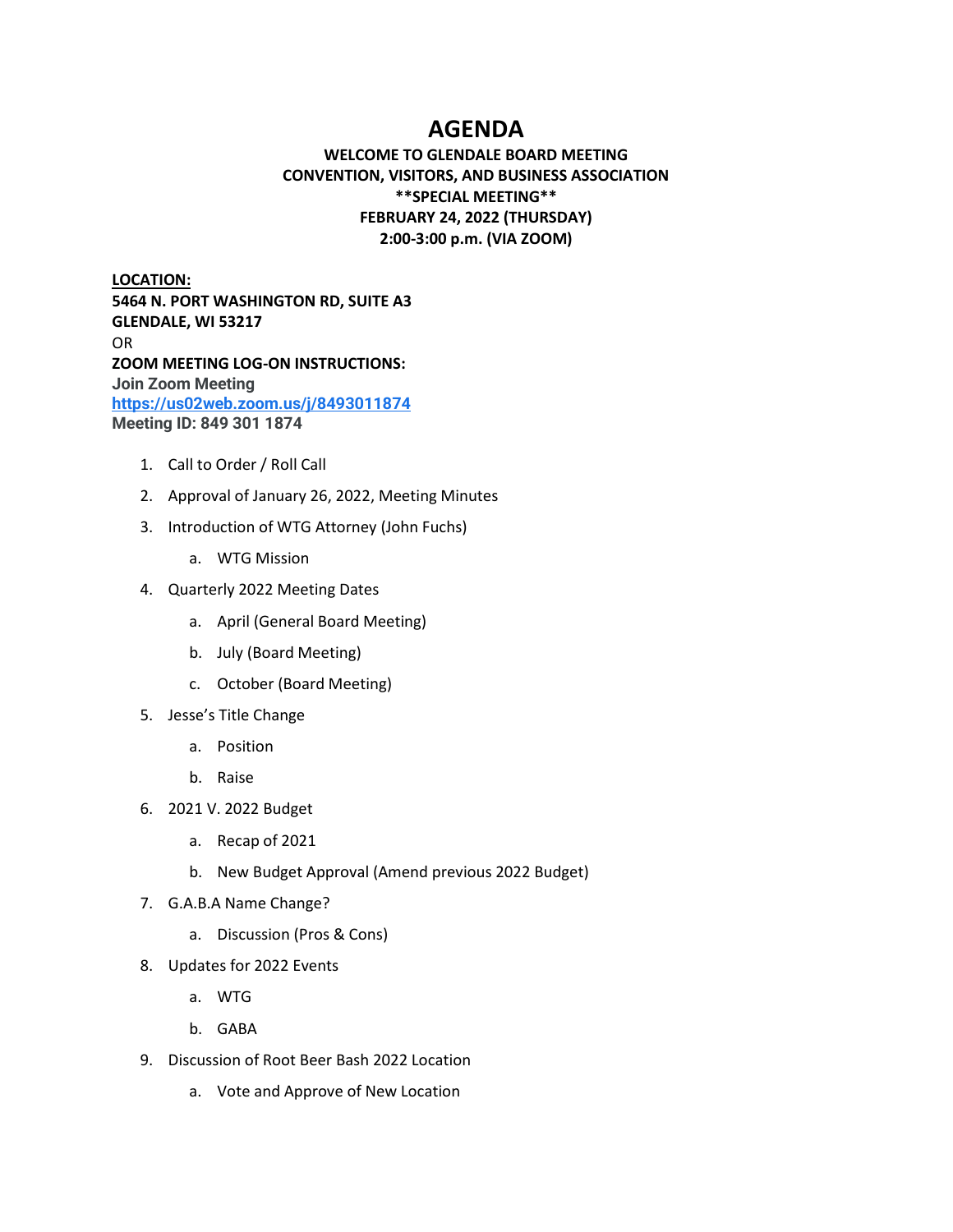# AGENDA

**WELCOME TO GLENDALE BOARD MEETING**
**CONVENTION, VISITORS, AND BUSINESS ASSOCIATION**
****SPECIAL MEETING****
**FEBRUARY 24, 2022 (THURSDAY)**
**2:00-3:00 p.m. (VIA ZOOM)**

**LOCATION:**
**5464 N. PORT WASHINGTON RD, SUITE A3**
**GLENDALE, WI 53217**
OR
**ZOOM MEETING LOG-ON INSTRUCTIONS:**
**Join Zoom Meeting**
**https://us02web.zoom.us/j/8493011874**
**Meeting ID: 849 301 1874**

1. Call to Order / Roll Call
2. Approval of January 26, 2022, Meeting Minutes
3. Introduction of WTG Attorney (John Fuchs)
   a. WTG Mission
4. Quarterly 2022 Meeting Dates
   a. April (General Board Meeting)
   b. July (Board Meeting)
   c. October (Board Meeting)
5. Jesse's Title Change
   a. Position
   b. Raise
6. 2021 V. 2022 Budget
   a. Recap of 2021
   b. New Budget Approval (Amend previous 2022 Budget)
7. G.A.B.A Name Change?
   a. Discussion (Pros & Cons)
8. Updates for 2022 Events
   a. WTG
   b. GABA
9. Discussion of Root Beer Bash 2022 Location
   a. Vote and Approve of New Location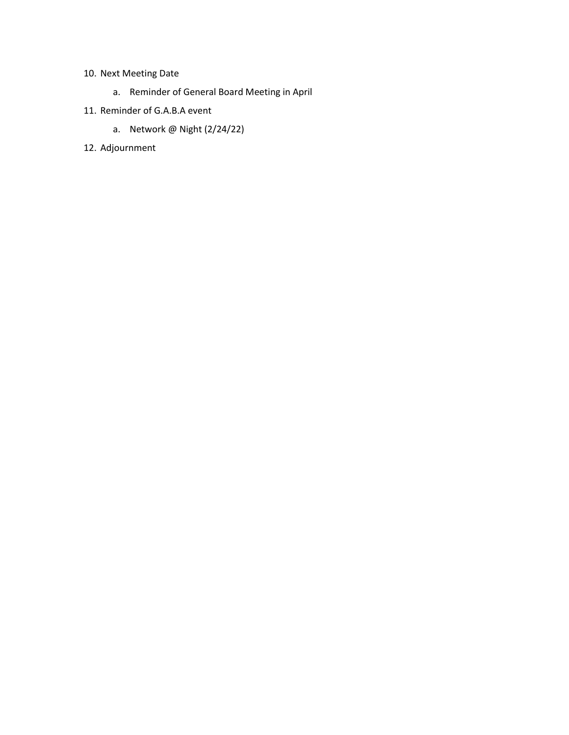10. Next Meeting Date
    a. Reminder of General Board Meeting in April
11. Reminder of G.A.B.A event
    a. Network @ Night (2/24/22)
12. Adjournment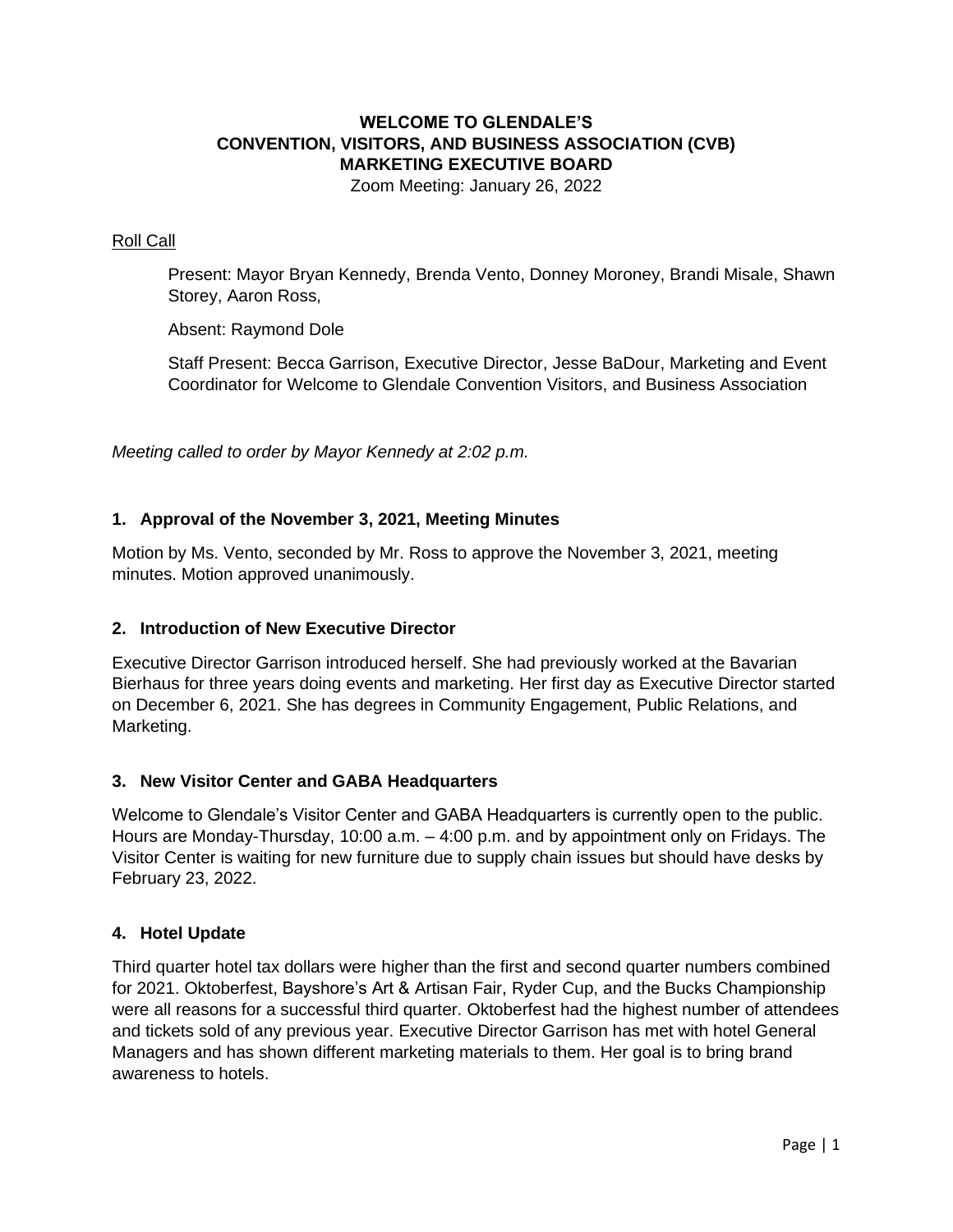**WELCOME TO GLENDALE'S**
**CONVENTION, VISITORS, AND BUSINESS ASSOCIATION (CVB)**
**MARKETING EXECUTIVE BOARD**
Zoom Meeting: January 26, 2022

Roll Call

Present: Mayor Bryan Kennedy, Brenda Vento, Donney Moroney, Brandi Misale, Shawn Storey, Aaron Ross,

Absent: Raymond Dole

Staff Present: Becca Garrison, Executive Director, Jesse BaDour, Marketing and Event Coordinator for Welcome to Glendale Convention Visitors, and Business Association

*Meeting called to order by Mayor Kennedy at 2:02 p.m.*

### 1. Approval of the November 3, 2021, Meeting Minutes

Motion by Ms. Vento, seconded by Mr. Ross to approve the November 3, 2021, meeting minutes. Motion approved unanimously.

### 2. Introduction of New Executive Director

Executive Director Garrison introduced herself. She had previously worked at the Bavarian Bierhaus for three years doing events and marketing. Her first day as Executive Director started on December 6, 2021. She has degrees in Community Engagement, Public Relations, and Marketing.

### 3. New Visitor Center and GABA Headquarters

Welcome to Glendale's Visitor Center and GABA Headquarters is currently open to the public. Hours are Monday-Thursday, 10:00 a.m. – 4:00 p.m. and by appointment only on Fridays. The Visitor Center is waiting for new furniture due to supply chain issues but should have desks by February 23, 2022.

### 4. Hotel Update

Third quarter hotel tax dollars were higher than the first and second quarter numbers combined for 2021. Oktoberfest, Bayshore's Art & Artisan Fair, Ryder Cup, and the Bucks Championship were all reasons for a successful third quarter. Oktoberfest had the highest number of attendees and tickets sold of any previous year. Executive Director Garrison has met with hotel General Managers and has shown different marketing materials to them. Her goal is to bring brand awareness to hotels.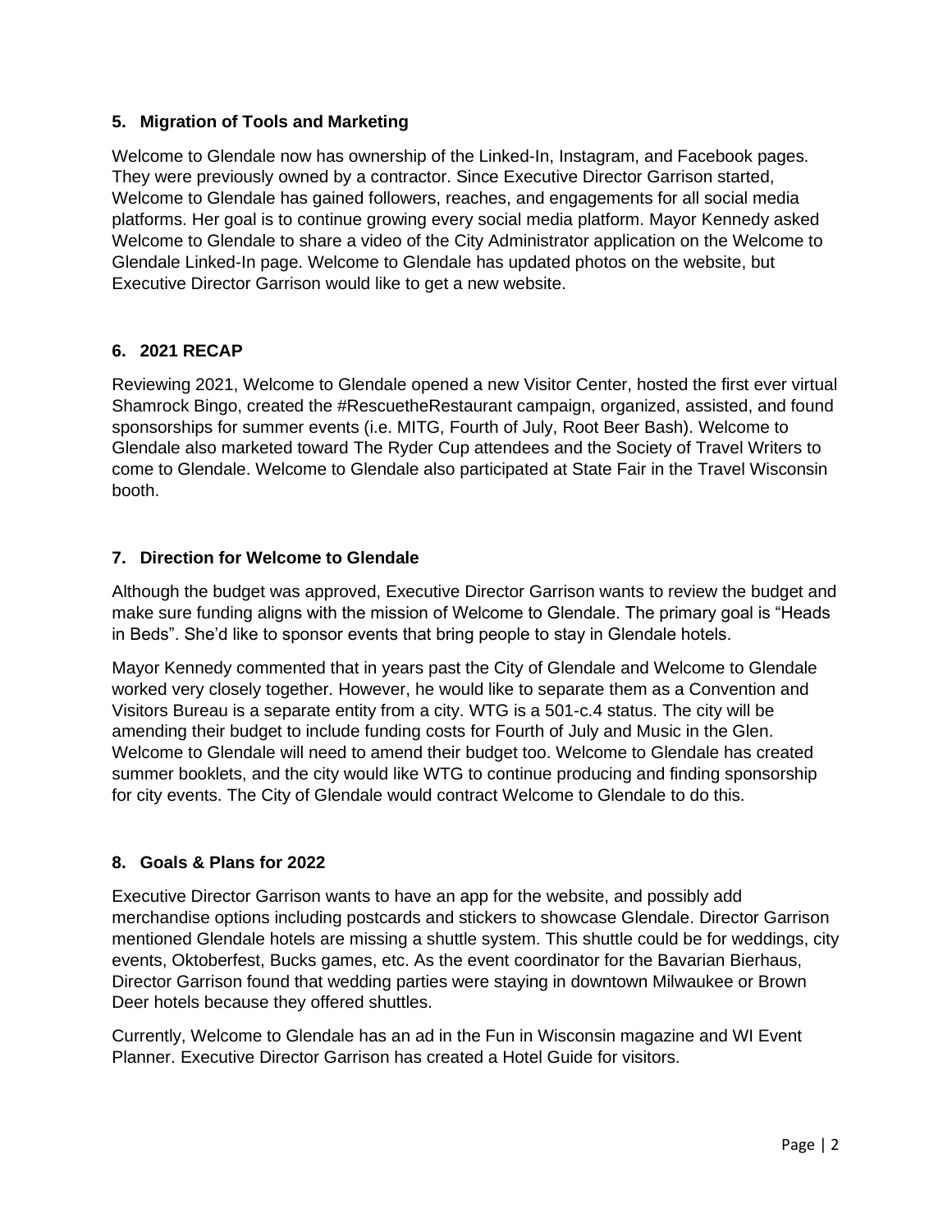## 5. Migration of Tools and Marketing

Welcome to Glendale now has ownership of the Linked-In, Instagram, and Facebook pages. They were previously owned by a contractor. Since Executive Director Garrison started, Welcome to Glendale has gained followers, reaches, and engagements for all social media platforms. Her goal is to continue growing every social media platform. Mayor Kennedy asked Welcome to Glendale to share a video of the City Administrator application on the Welcome to Glendale Linked-In page. Welcome to Glendale has updated photos on the website, but Executive Director Garrison would like to get a new website.

## 6. 2021 RECAP

Reviewing 2021, Welcome to Glendale opened a new Visitor Center, hosted the first ever virtual Shamrock Bingo, created the #RescuetheRestaurant campaign, organized, assisted, and found sponsorships for summer events (i.e. MITG, Fourth of July, Root Beer Bash). Welcome to Glendale also marketed toward The Ryder Cup attendees and the Society of Travel Writers to come to Glendale. Welcome to Glendale also participated at State Fair in the Travel Wisconsin booth.

## 7. Direction for Welcome to Glendale

Although the budget was approved, Executive Director Garrison wants to review the budget and make sure funding aligns with the mission of Welcome to Glendale. The primary goal is "Heads in Beds". She'd like to sponsor events that bring people to stay in Glendale hotels.

Mayor Kennedy commented that in years past the City of Glendale and Welcome to Glendale worked very closely together. However, he would like to separate them as a Convention and Visitors Bureau is a separate entity from a city. WTG is a 501-c.4 status. The city will be amending their budget to include funding costs for Fourth of July and Music in the Glen. Welcome to Glendale will need to amend their budget too. Welcome to Glendale has created summer booklets, and the city would like WTG to continue producing and finding sponsorship for city events. The City of Glendale would contract Welcome to Glendale to do this.

## 8. Goals & Plans for 2022

Executive Director Garrison wants to have an app for the website, and possibly add merchandise options including postcards and stickers to showcase Glendale. Director Garrison mentioned Glendale hotels are missing a shuttle system. This shuttle could be for weddings, city events, Oktoberfest, Bucks games, etc. As the event coordinator for the Bavarian Bierhaus, Director Garrison found that wedding parties were staying in downtown Milwaukee or Brown Deer hotels because they offered shuttles.

Currently, Welcome to Glendale has an ad in the Fun in Wisconsin magazine and WI Event Planner. Executive Director Garrison has created a Hotel Guide for visitors.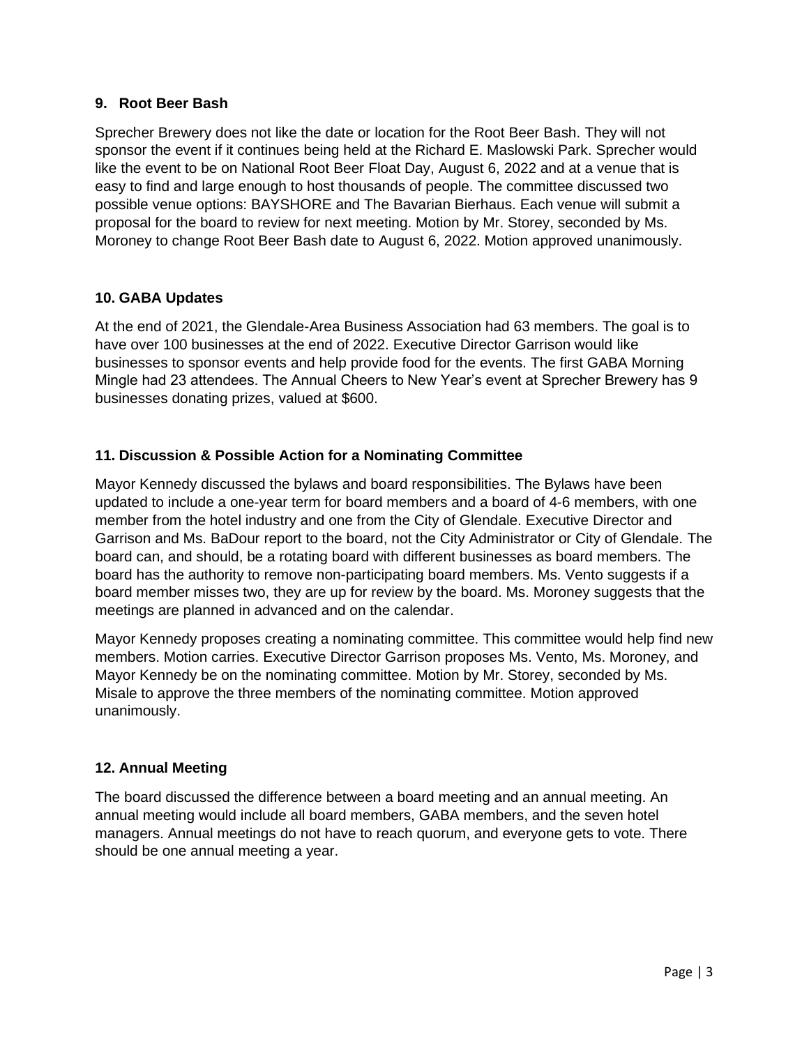## 9. Root Beer Bash

Sprecher Brewery does not like the date or location for the Root Beer Bash. They will not sponsor the event if it continues being held at the Richard E. Maslowski Park. Sprecher would like the event to be on National Root Beer Float Day, August 6, 2022 and at a venue that is easy to find and large enough to host thousands of people. The committee discussed two possible venue options: BAYSHORE and The Bavarian Bierhaus. Each venue will submit a proposal for the board to review for next meeting. Motion by Mr. Storey, seconded by Ms. Moroney to change Root Beer Bash date to August 6, 2022. Motion approved unanimously.

## 10. GABA Updates

At the end of 2021, the Glendale-Area Business Association had 63 members. The goal is to have over 100 businesses at the end of 2022. Executive Director Garrison would like businesses to sponsor events and help provide food for the events. The first GABA Morning Mingle had 23 attendees. The Annual Cheers to New Year's event at Sprecher Brewery has 9 businesses donating prizes, valued at $600.

## 11. Discussion & Possible Action for a Nominating Committee

Mayor Kennedy discussed the bylaws and board responsibilities. The Bylaws have been updated to include a one-year term for board members and a board of 4-6 members, with one member from the hotel industry and one from the City of Glendale. Executive Director and Garrison and Ms. BaDour report to the board, not the City Administrator or City of Glendale. The board can, and should, be a rotating board with different businesses as board members. The board has the authority to remove non-participating board members. Ms. Vento suggests if a board member misses two, they are up for review by the board. Ms. Moroney suggests that the meetings are planned in advanced and on the calendar.

Mayor Kennedy proposes creating a nominating committee. This committee would help find new members. Motion carries. Executive Director Garrison proposes Ms. Vento, Ms. Moroney, and Mayor Kennedy be on the nominating committee. Motion by Mr. Storey, seconded by Ms. Misale to approve the three members of the nominating committee. Motion approved unanimously.

## 12. Annual Meeting

The board discussed the difference between a board meeting and an annual meeting. An annual meeting would include all board members, GABA members, and the seven hotel managers. Annual meetings do not have to reach quorum, and everyone gets to vote. There should be one annual meeting a year.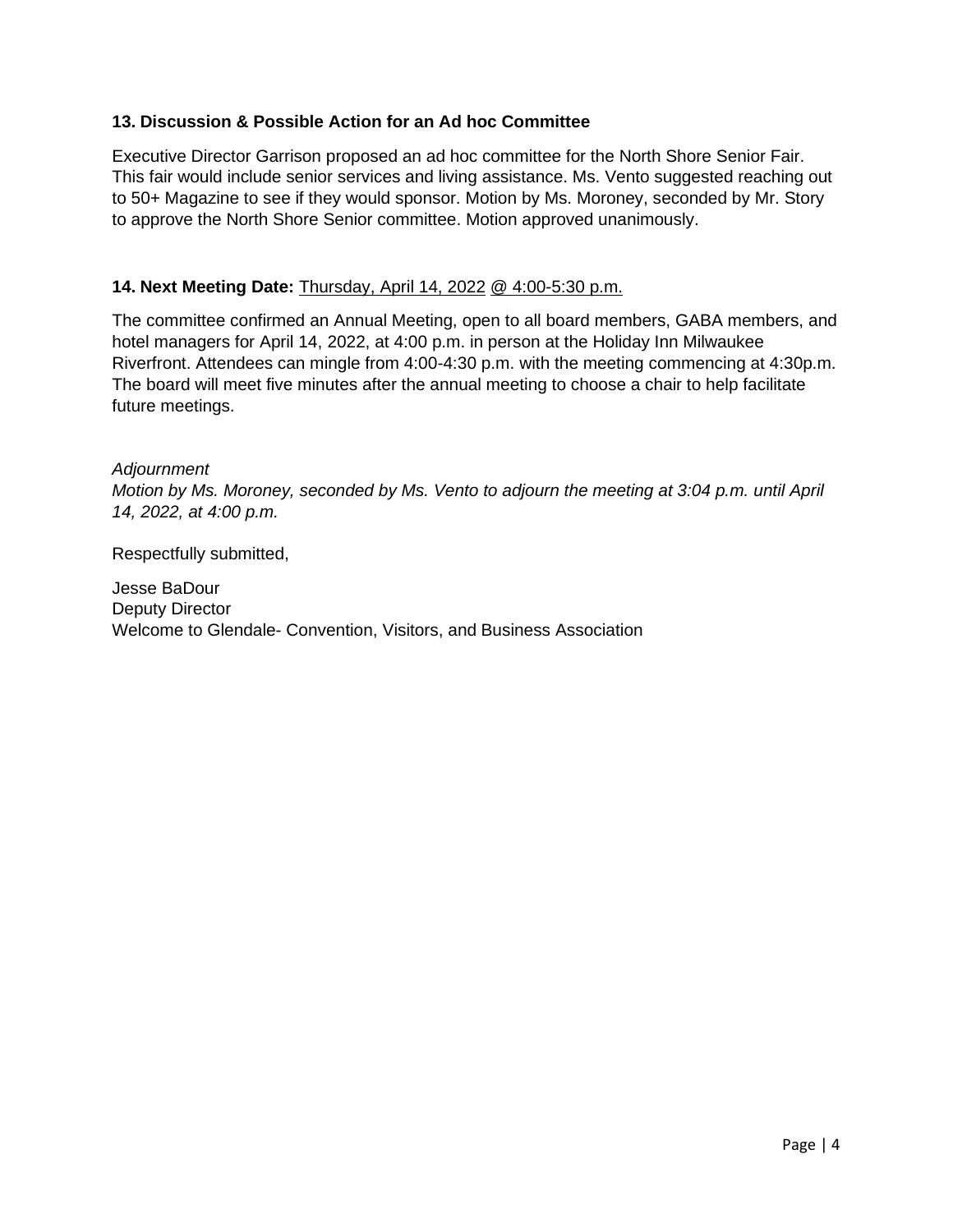### 13. Discussion & Possible Action for an Ad hoc Committee

Executive Director Garrison proposed an ad hoc committee for the North Shore Senior Fair. This fair would include senior services and living assistance. Ms. Vento suggested reaching out to 50+ Magazine to see if they would sponsor. Motion by Ms. Moroney, seconded by Mr. Story to approve the North Shore Senior committee. Motion approved unanimously.

### 14. Next Meeting Date: Thursday, April 14, 2022 @ 4:00-5:30 p.m.

The committee confirmed an Annual Meeting, open to all board members, GABA members, and hotel managers for April 14, 2022, at 4:00 p.m. in person at the Holiday Inn Milwaukee Riverfront. Attendees can mingle from 4:00-4:30 p.m. with the meeting commencing at 4:30p.m. The board will meet five minutes after the annual meeting to choose a chair to help facilitate future meetings.

*Adjournment*
*Motion by Ms. Moroney, seconded by Ms. Vento to adjourn the meeting at 3:04 p.m. until April 14, 2022, at 4:00 p.m.*

Respectfully submitted,

Jesse BaDour
Deputy Director
Welcome to Glendale- Convention, Visitors, and Business Association